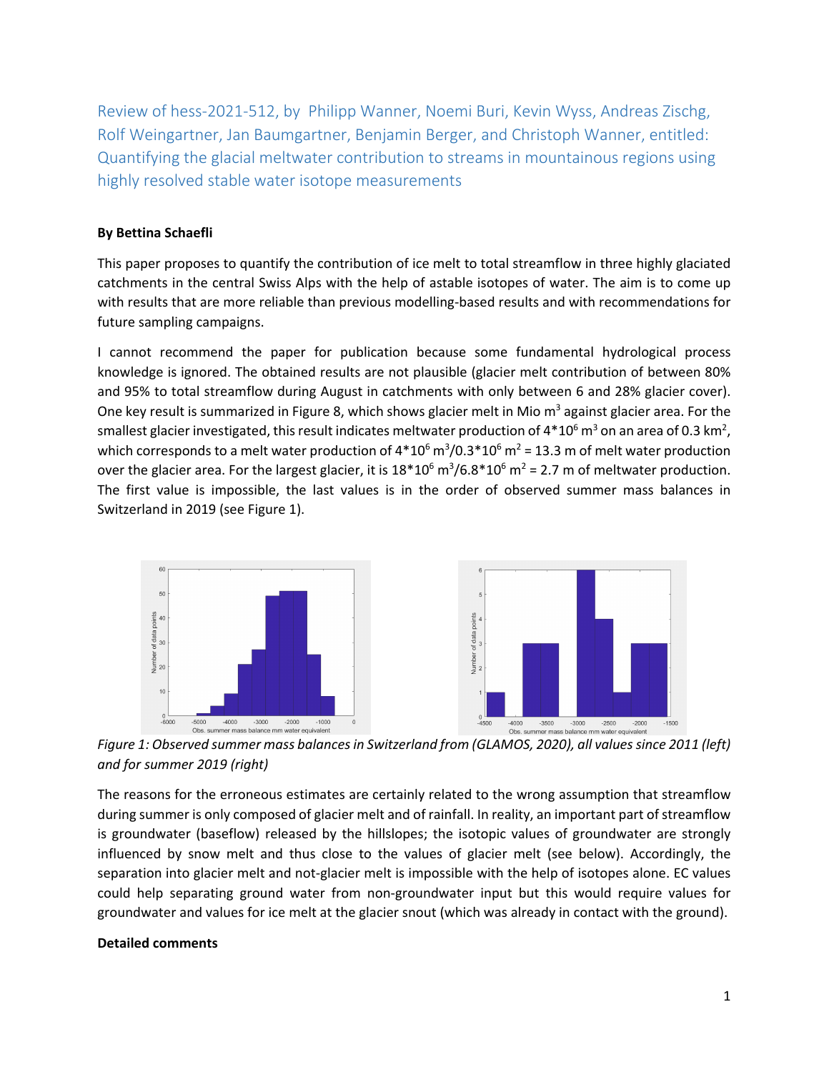Review of hess-2021-512, by Philipp Wanner, Noemi Buri, Kevin Wyss, Andreas Zischg, Rolf Weingartner, Jan Baumgartner, Benjamin Berger, and Christoph Wanner, entitled: Quantifying the glacial meltwater contribution to streams in mountainous regions using highly resolved stable water isotope measurements

**By Bettina Schaefli**

This paper proposes to quantify the contribution of ice melt to total streamflow in three highly glaciated catchments in the central Swiss Alps with the help of astable isotopes of water. The aim is to come up with results that are more reliable than previous modelling-based results and with recommendations for future sampling campaigns.

I cannot recommend the paper for publication because some fundamental hydrological process knowledge is ignored. The obtained results are not plausible (glacier melt contribution of between 80% and 95% to total streamflow during August in catchments with only between 6 and 28% glacier cover). One key result is summarized in Figure 8, which shows glacier melt in Mio $m^3$ against glacier area. For the smallest glacier investigated, this result indicates meltwater production of $4*10^6$ $m^3$ on an area of 0.3 $km^2$, which corresponds to a melt water production of $4*10^6$ $m^3$/$0.3*10^6$ $m^2$ = 13.3 m of melt water production over the glacier area. For the largest glacier, it is $18*10^6$ $m^3$/$6.8*10^6$ $m^2$ = 2.7 m of meltwater production. The first value is impossible, the last values is in the order of observed summer mass balances in Switzerland in 2019 (see Figure 1).

*Figure 1: Observed summer mass balances in Switzerland from (GLAMOS, 2020), all values since 2011 (left) and for summer 2019 (right)*

The reasons for the erroneous estimates are certainly related to the wrong assumption that streamflow during summer is only composed of glacier melt and of rainfall. In reality, an important part of streamflow is groundwater (baseflow) released by the hillslopes; the isotopic values of groundwater are strongly influenced by snow melt and thus close to the values of glacier melt (see below). Accordingly, the separation into glacier melt and not-glacier melt is impossible with the help of isotopes alone. EC values could help separating ground water from non-groundwater input but this would require values for groundwater and values for ice melt at the glacier snout (which was already in contact with the ground).

**Detailed comments**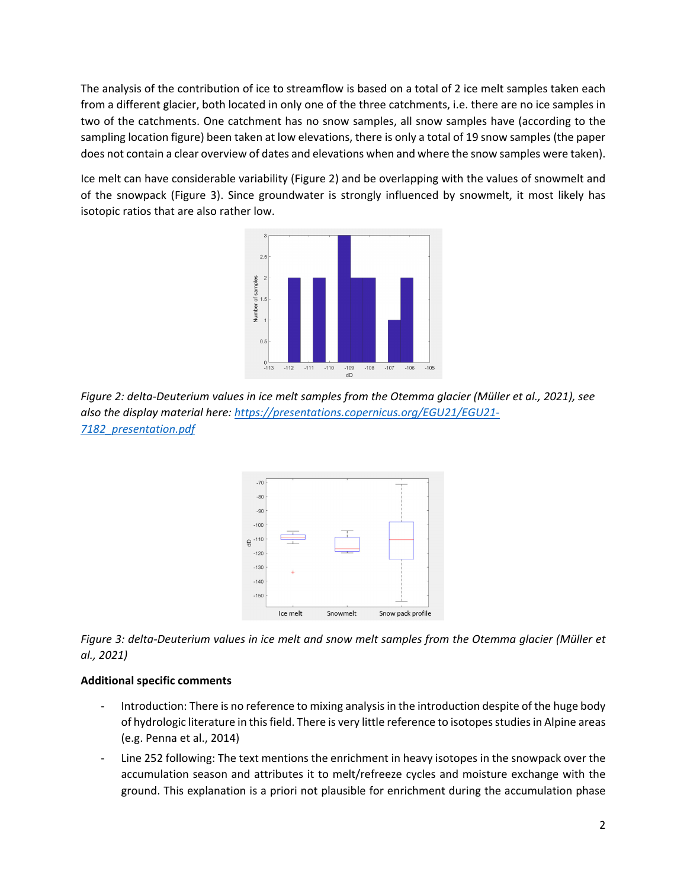The analysis of the contribution of ice to streamflow is based on a total of 2 ice melt samples taken each from a different glacier, both located in only one of the three catchments, i.e. there are no ice samples in two of the catchments. One catchment has no snow samples, all snow samples have (according to the sampling location figure) been taken at low elevations, there is only a total of 19 snow samples (the paper does not contain a clear overview of dates and elevations when and where the snow samples were taken).

Ice melt can have considerable variability (Figure 2) and be overlapping with the values of snowmelt and of the snowpack (Figure 3). Since groundwater is strongly influenced by snowmelt, it most likely has isotopic ratios that are also rather low.

*Figure 2: delta-Deuterium values in ice melt samples from the Otemma glacier (Müller et al., 2021), see also the display material here: [https://presentations.copernicus.org/EGU21/EGU21-7182_presentation.pdf](https://presentations.copernicus.org/EGU21/EGU21-7182_presentation.pdf)*

*Figure 3: delta-Deuterium values in ice melt and snow melt samples from the Otemma glacier (Müller et al., 2021)*

**Additional specific comments**

- Introduction: There is no reference to mixing analysis in the introduction despite of the huge body of hydrologic literature in this field. There is very little reference to isotopes studies in Alpine areas (e.g. Penna et al., 2014)
- Line 252 following: The text mentions the enrichment in heavy isotopes in the snowpack over the accumulation season and attributes it to melt/refreeze cycles and moisture exchange with the ground. This explanation is a priori not plausible for enrichment during the accumulation phase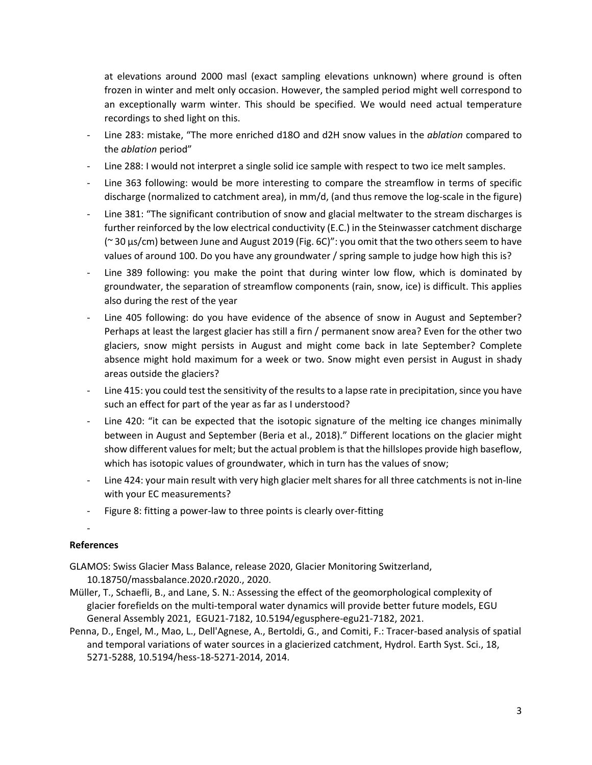at elevations around 2000 masl (exact sampling elevations unknown) where ground is often frozen in winter and melt only occasion. However, the sampled period might well correspond to an exceptionally warm winter. This should be specified. We would need actual temperature recordings to shed light on this.

- Line 283: mistake, "The more enriched d18O and d2H snow values in the *ablation* compared to the *ablation* period"
- Line 288: I would not interpret a single solid ice sample with respect to two ice melt samples.
- Line 363 following: would be more interesting to compare the streamflow in terms of specific discharge (normalized to catchment area), in mm/d, (and thus remove the log-scale in the figure)
- Line 381: "The significant contribution of snow and glacial meltwater to the stream discharges is further reinforced by the low electrical conductivity (E.C.) in the Steinwasser catchment discharge (~ 30 µs/cm) between June and August 2019 (Fig. 6C)": you omit that the two others seem to have values of around 100. Do you have any groundwater / spring sample to judge how high this is?
- Line 389 following: you make the point that during winter low flow, which is dominated by groundwater, the separation of streamflow components (rain, snow, ice) is difficult. This applies also during the rest of the year
- Line 405 following: do you have evidence of the absence of snow in August and September? Perhaps at least the largest glacier has still a firn / permanent snow area? Even for the other two glaciers, snow might persists in August and might come back in late September? Complete absence might hold maximum for a week or two. Snow might even persist in August in shady areas outside the glaciers?
- Line 415: you could test the sensitivity of the results to a lapse rate in precipitation, since you have such an effect for part of the year as far as I understood?
- Line 420: "it can be expected that the isotopic signature of the melting ice changes minimally between in August and September (Beria et al., 2018)." Different locations on the glacier might show different values for melt; but the actual problem is that the hillslopes provide high baseflow, which has isotopic values of groundwater, which in turn has the values of snow;
- Line 424: your main result with very high glacier melt shares for all three catchments is not in-line with your EC measurements?
- Figure 8: fitting a power-law to three points is clearly over-fitting
- 

**References**

GLAMOS: Swiss Glacier Mass Balance, release 2020, Glacier Monitoring Switzerland, 10.18750/massbalance.2020.r2020., 2020.

Müller, T., Schaefli, B., and Lane, S. N.: Assessing the effect of the geomorphological complexity of glacier forefields on the multi-temporal water dynamics will provide better future models, EGU General Assembly 2021, EGU21-7182, 10.5194/egusphere-egu21-7182, 2021.

Penna, D., Engel, M., Mao, L., Dell'Agnese, A., Bertoldi, G., and Comiti, F.: Tracer-based analysis of spatial and temporal variations of water sources in a glacierized catchment, Hydrol. Earth Syst. Sci., 18, 5271-5288, 10.5194/hess-18-5271-2014, 2014.